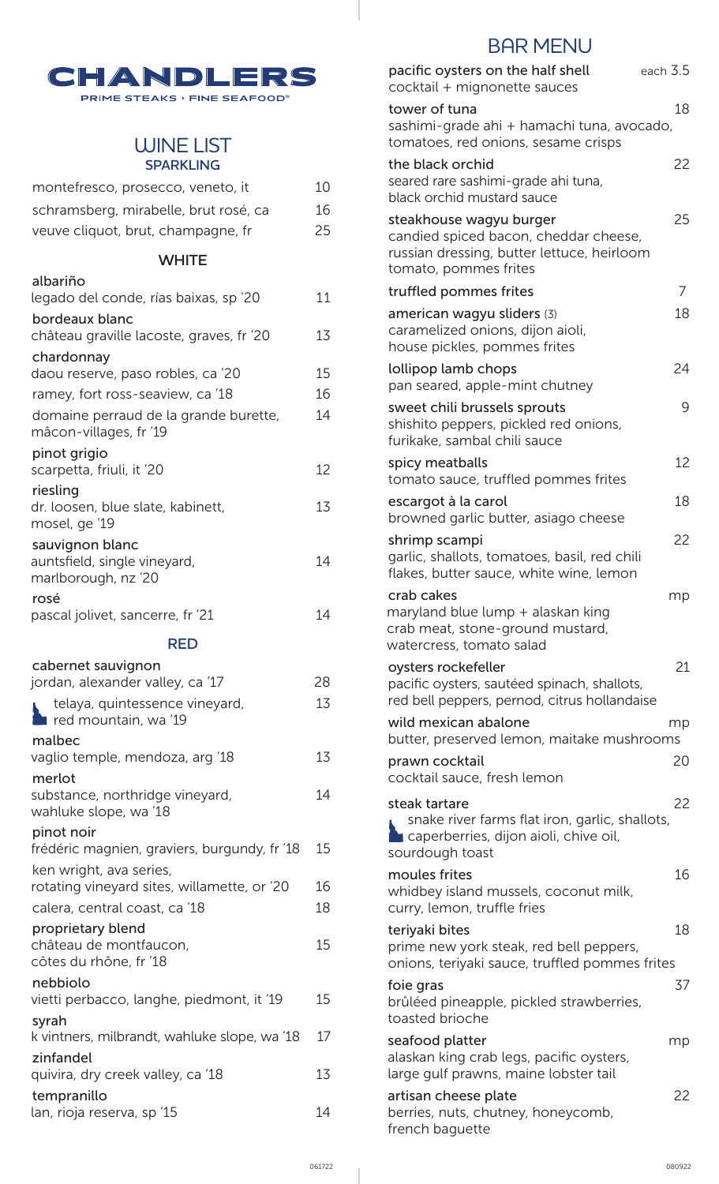# CHANDLERS

PRIME STEAKS · FINE SEAFOOD℠

## WINE LIST

### SPARKLING

| | |
|---|---|
| montefresco, prosecco, veneto, it | 10 |
| schramsberg, mirabelle, brut rosé, ca | 16 |
| veuve cliquot, brut, champagne, fr | 25 |

### WHITE

**albariño**
legado del conde, rías baixas, sp '20 — 11

**bordeaux blanc**
château graville lacoste, graves, fr '20 — 13

**chardonnay**
daou reserve, paso robles, ca '20 — 15
ramey, fort ross-seaview, ca '18 — 16
domaine perraud de la grande burette, mâcon-villages, fr '19 — 14

**pinot grigio**
scarpetta, friuli, it '20 — 12

**riesling**
dr. loosen, blue slate, kabinett, mosel, ge '19 — 13

**sauvignon blanc**
auntsfield, single vineyard, marlborough, nz '20 — 14

**rosé**
pascal jolivet, sancerre, fr '21 — 14

### RED

**cabernet sauvignon**
jordan, alexander valley, ca '17 — 28
telaya, quintessence vineyard, red mountain, wa '19 — 13

**malbec**
vaglio temple, mendoza, arg '18 — 13

**merlot**
substance, northridge vineyard, wahluke slope, wa '18 — 14

**pinot noir**
frédéric magnien, graviers, burgundy, fr '18 — 15
ken wright, ava series, rotating vineyard sites, willamette, or '20 — 16
calera, central coast, ca '18 — 18

**proprietary blend**
château de montfaucon, côtes du rhône, fr '18 — 15

**nebbiolo**
vietti perbacco, langhe, piedmont, it '19 — 15

**syrah**
k vintners, milbrandt, wahluke slope, wa '18 — 17

**zinfandel**
quivira, dry creek valley, ca '18 — 13

**tempranillo**
lan, rioja reserva, sp '15 — 14

## BAR MENU

**pacific oysters on the half shell** — each 3.5
cocktail + mignonette sauces

**tower of tuna** — 18
sashimi-grade ahi + hamachi tuna, avocado, tomatoes, red onions, sesame crisps

**the black orchid** — 22
seared rare sashimi-grade ahi tuna, black orchid mustard sauce

**steakhouse wagyu burger** — 25
candied spiced bacon, cheddar cheese, russian dressing, butter lettuce, heirloom tomato, pommes frites

**truffled pommes frites** — 7

**american wagyu sliders** (3) — 18
caramelized onions, dijon aioli, house pickles, pommes frites

**lollipop lamb chops** — 24
pan seared, apple-mint chutney

**sweet chili brussels sprouts** — 9
shishito peppers, pickled red onions, furikake, sambal chili sauce

**spicy meatballs** — 12
tomato sauce, truffled pommes frites

**escargot à la carol** — 18
browned garlic butter, asiago cheese

**shrimp scampi** — 22
garlic, shallots, tomatoes, basil, red chili flakes, butter sauce, white wine, lemon

**crab cakes** — mp
maryland blue lump + alaskan king crab meat, stone-ground mustard, watercress, tomato salad

**oysters rockefeller** — 21
pacific oysters, sautéed spinach, shallots, red bell peppers, pernod, citrus hollandaise

**wild mexican abalone** — mp
butter, preserved lemon, maitake mushrooms

**prawn cocktail** — 20
cocktail sauce, fresh lemon

**steak tartare** — 22
snake river farms flat iron, garlic, shallots, caperberries, dijon aioli, chive oil, sourdough toast

**moules frites** — 16
whidbey island mussels, coconut milk, curry, lemon, truffle fries

**teriyaki bites** — 18
prime new york steak, red bell peppers, onions, teriyaki sauce, truffled pommes frites

**foie gras** — 37
brûléed pineapple, pickled strawberries, toasted brioche

**seafood platter** — mp
alaskan king crab legs, pacific oysters, large gulf prawns, maine lobster tail

**artisan cheese plate** — 22
berries, nuts, chutney, honeycomb, french baguette

061722

080922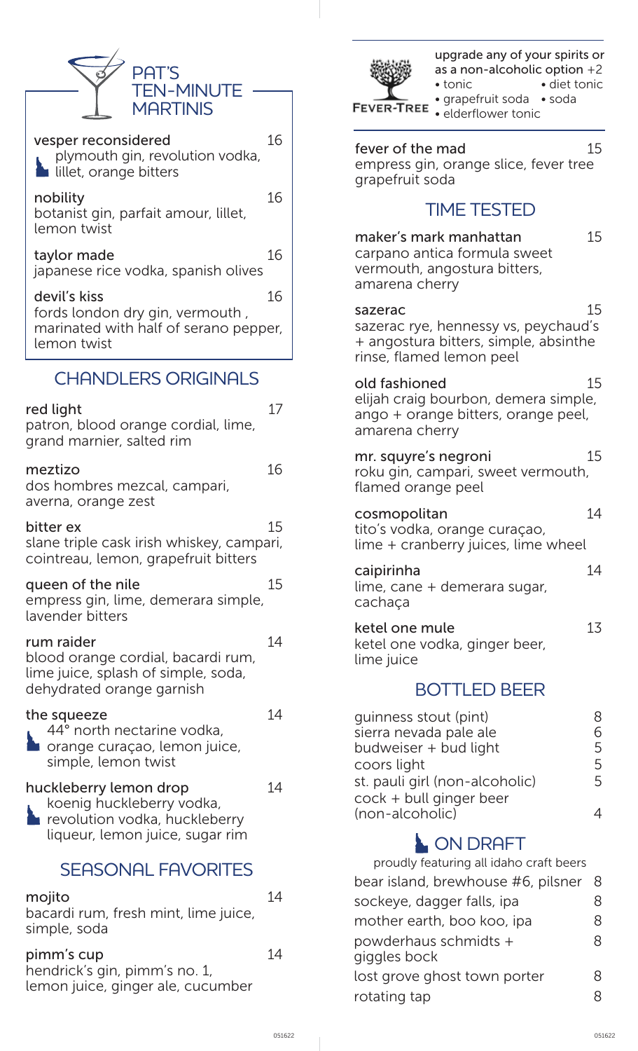# PAT'S TEN-MINUTE MARTINIS

**vesper reconsidered** 16
plymouth gin, revolution vodka, lillet, orange bitters

**nobility** 16
botanist gin, parfait amour, lillet, lemon twist

**taylor made** 16
japanese rice vodka, spanish olives

**devil's kiss** 16
fords london dry gin, vermouth , marinated with half of serano pepper, lemon twist

## CHANDLERS ORIGINALS

**red light** 17
patron, blood orange cordial, lime, grand marnier, salted rim

**meztizo** 16
dos hombres mezcal, campari, averna, orange zest

**bitter ex** 15
slane triple cask irish whiskey, campari, cointreau, lemon, grapefruit bitters

**queen of the nile** 15
empress gin, lime, demerara simple, lavender bitters

**rum raider** 14
blood orange cordial, bacardi rum, lime juice, splash of simple, soda, dehydrated orange garnish

**the squeeze** 14
44° north nectarine vodka, orange curaçao, lemon juice, simple, lemon twist

**huckleberry lemon drop** 14
koenig huckleberry vodka, revolution vodka, huckleberry liqueur, lemon juice, sugar rim

## SEASONAL FAVORITES

**mojito** 14
bacardi rum, fresh mint, lime juice, simple, soda

**pimm's cup** 14
hendrick's gin, pimm's no. 1, lemon juice, ginger ale, cucumber

FEVER-TREE

upgrade any of your spirits or as a non-alcoholic option +2
- tonic
- diet tonic
- grapefruit soda
- soda
- elderflower tonic

**fever of the mad** 15
empress gin, orange slice, fever tree grapefruit soda

## TIME TESTED

**maker's mark manhattan** 15
carpano antica formula sweet vermouth, angostura bitters, amarena cherry

**sazerac** 15
sazerac rye, hennessy vs, peychaud's + angostura bitters, simple, absinthe rinse, flamed lemon peel

**old fashioned** 15
elijah craig bourbon, demera simple, ango + orange bitters, orange peel, amarena cherry

**mr. squyre's negroni** 15
roku gin, campari, sweet vermouth, flamed orange peel

**cosmopolitan** 14
tito's vodka, orange curaçao, lime + cranberry juices, lime wheel

**caipirinha** 14
lime, cane + demerara sugar, cachaça

**ketel one mule** 13
ketel one vodka, ginger beer, lime juice

## BOTTLED BEER

| | |
|---|---|
| guinness stout (pint) | 8 |
| sierra nevada pale ale | 6 |
| budweiser + bud light | 5 |
| coors light | 5 |
| st. pauli girl (non-alcoholic) | 5 |
| cock + bull ginger beer (non-alcoholic) | 4 |

## ON DRAFT

proudly featuring all idaho craft beers

| | |
|---|---|
| bear island, brewhouse #6, pilsner | 8 |
| sockeye, dagger falls, ipa | 8 |
| mother earth, boo koo, ipa | 8 |
| powderhaus schmidts + giggles bock | 8 |
| lost grove ghost town porter | 8 |
| rotating tap | 8 |